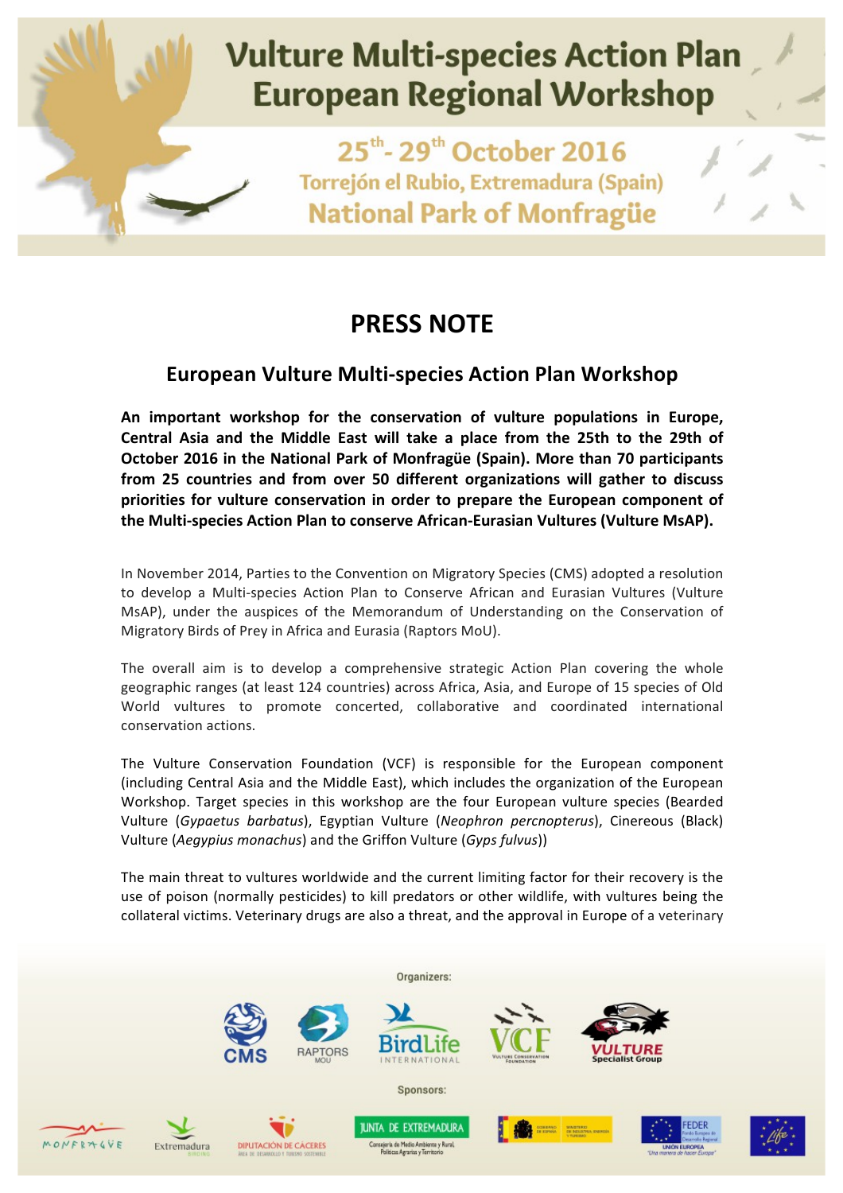# Vulture Multi-species Action Plan European Regional Workshop

25th - 29th October 2016

Torrejón el Rubio, Extremadura (Spain)

National Park of Monfragüe

## PRESS NOTE

### European Vulture Multi-species Action Plan Workshop

**An important workshop for the conservation of vulture populations in Europe, Central Asia and the Middle East will take a place from the 25th to the 29th of October 2016 in the National Park of Monfragüe (Spain). More than 70 participants from 25 countries and from over 50 different organizations will gather to discuss priorities for vulture conservation in order to prepare the European component of the Multi-species Action Plan to conserve African-Eurasian Vultures (Vulture MsAP).**

In November 2014, Parties to the Convention on Migratory Species (CMS) adopted a resolution to develop a Multi-species Action Plan to Conserve African and Eurasian Vultures (Vulture MsAP), under the auspices of the Memorandum of Understanding on the Conservation of Migratory Birds of Prey in Africa and Eurasia (Raptors MoU).

The overall aim is to develop a comprehensive strategic Action Plan covering the whole geographic ranges (at least 124 countries) across Africa, Asia, and Europe of 15 species of Old World vultures to promote concerted, collaborative and coordinated international conservation actions.

The Vulture Conservation Foundation (VCF) is responsible for the European component (including Central Asia and the Middle East), which includes the organization of the European Workshop. Target species in this workshop are the four European vulture species (Bearded Vulture (*Gypaetus barbatus*), Egyptian Vulture (*Neophron percnopterus*), Cinereous (Black) Vulture (*Aegypius monachus*) and the Griffon Vulture (*Gyps fulvus*))

The main threat to vultures worldwide and the current limiting factor for their recovery is the use of poison (normally pesticides) to kill predators or other wildlife, with vultures being the collateral victims. Veterinary drugs are also a threat, and the approval in Europe of a veterinary

Organizers: CMS, RAPTORS MOU, BirdLife International, VCF Vulture Conservation Foundation, Vulture Specialist Group

Sponsors: Monfragüe, Extremadura Birding, Diputación de Cáceres, Junta de Extremadura, Gobierno de España, FEDER Unión Europea, Life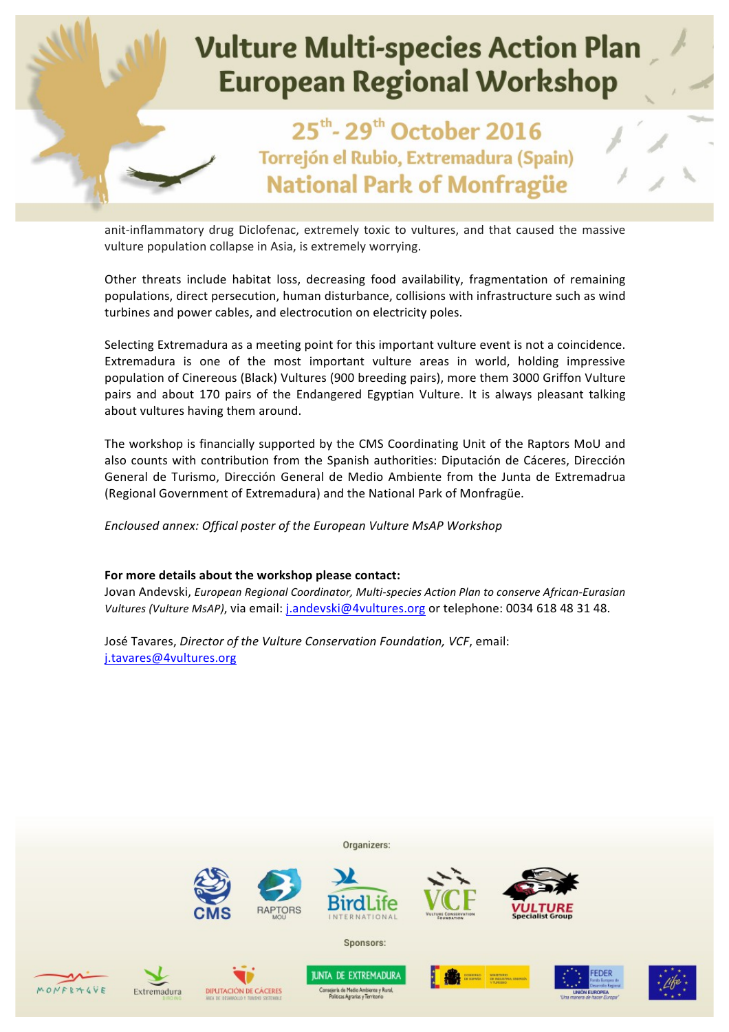anit-inflammatory drug Diclofenac, extremely toxic to vultures, and that caused the massive vulture population collapse in Asia, is extremely worrying.

Other threats include habitat loss, decreasing food availability, fragmentation of remaining populations, direct persecution, human disturbance, collisions with infrastructure such as wind turbines and power cables, and electrocution on electricity poles.

Selecting Extremadura as a meeting point for this important vulture event is not a coincidence. Extremadura is one of the most important vulture areas in world, holding impressive population of Cinereous (Black) Vultures (900 breeding pairs), more them 3000 Griffon Vulture pairs and about 170 pairs of the Endangered Egyptian Vulture. It is always pleasant talking about vultures having them around.

The workshop is financially supported by the CMS Coordinating Unit of the Raptors MoU and also counts with contribution from the Spanish authorities: Diputación de Cáceres, Dirección General de Turismo, Dirección General de Medio Ambiente from the Junta de Extremadrua (Regional Government of Extremadura) and the National Park of Monfragüe.

*Enclosued annex: Offical poster of the European Vulture MsAP Workshop*

**For more details about the workshop please contact:**
Jovan Andevski, *European Regional Coordinator, Multi-species Action Plan to conserve African-Eurasian Vultures (Vulture MsAP)*, via email: j.andevski@4vultures.org or telephone: 0034 618 48 31 48.

José Tavares, *Director of the Vulture Conservation Foundation, VCF*, email: j.tavares@4vultures.org

Organizers:

Sponsors: